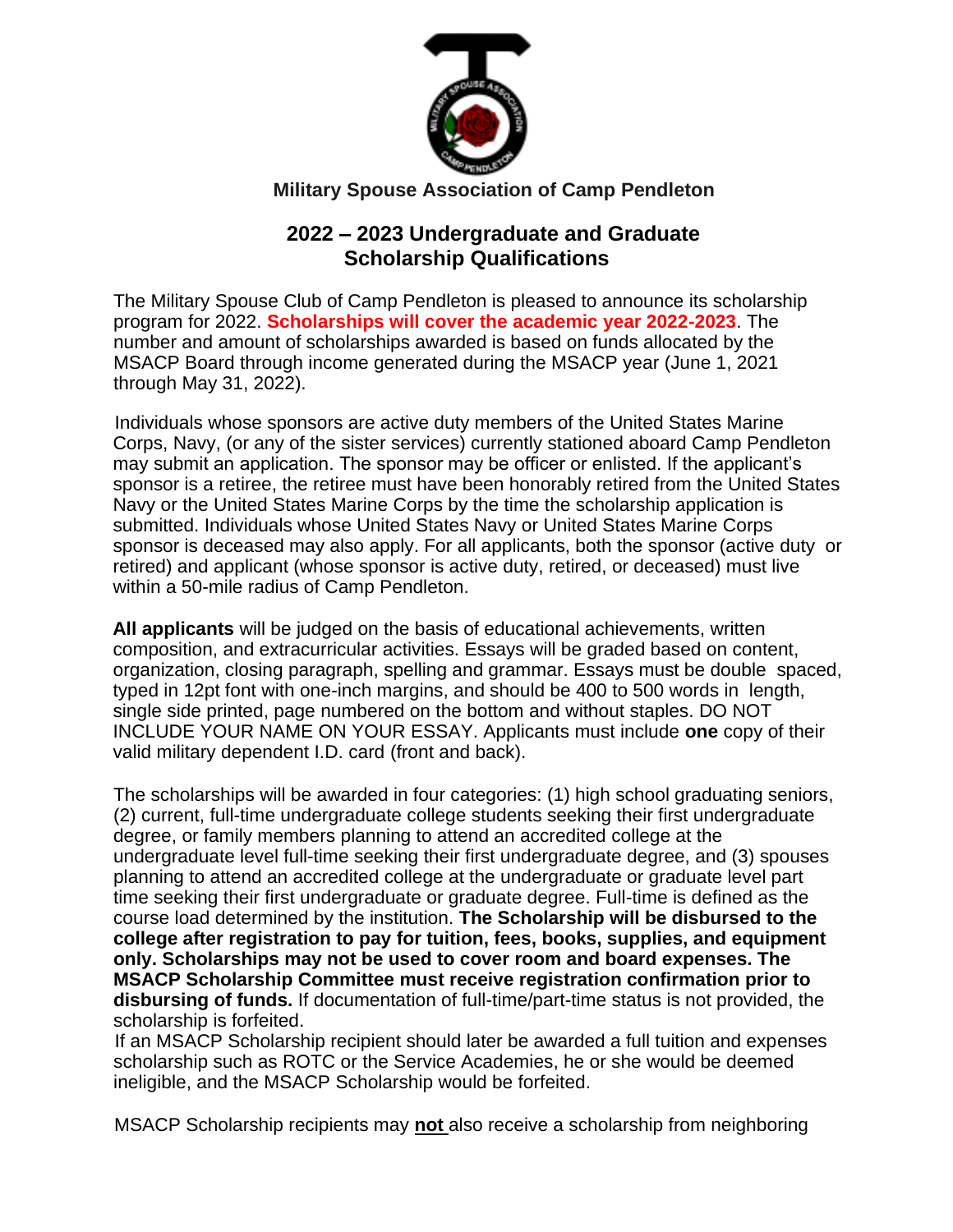# Military Spouse Association of Camp Pendleton

## 2022 – 2023 Undergraduate and Graduate Scholarship Qualifications

The Military Spouse Club of Camp Pendleton is pleased to announce its scholarship program for 2022. **Scholarships will cover the academic year 2022-2023**. The number and amount of scholarships awarded is based on funds allocated by the MSACP Board through income generated during the MSACP year (June 1, 2021 through May 31, 2022).

Individuals whose sponsors are active duty members of the United States Marine Corps, Navy, (or any of the sister services) currently stationed aboard Camp Pendleton may submit an application. The sponsor may be officer or enlisted. If the applicant's sponsor is a retiree, the retiree must have been honorably retired from the United States Navy or the United States Marine Corps by the time the scholarship application is submitted. Individuals whose United States Navy or United States Marine Corps sponsor is deceased may also apply. For all applicants, both the sponsor (active duty or retired) and applicant (whose sponsor is active duty, retired, or deceased) must live within a 50-mile radius of Camp Pendleton.

**All applicants** will be judged on the basis of educational achievements, written composition, and extracurricular activities. Essays will be graded based on content, organization, closing paragraph, spelling and grammar. Essays must be double spaced, typed in 12pt font with one-inch margins, and should be 400 to 500 words in length, single side printed, page numbered on the bottom and without staples. DO NOT INCLUDE YOUR NAME ON YOUR ESSAY. Applicants must include **one** copy of their valid military dependent I.D. card (front and back).

The scholarships will be awarded in four categories: (1) high school graduating seniors, (2) current, full-time undergraduate college students seeking their first undergraduate degree, or family members planning to attend an accredited college at the undergraduate level full-time seeking their first undergraduate degree, and (3) spouses planning to attend an accredited college at the undergraduate or graduate level part time seeking their first undergraduate or graduate degree. Full-time is defined as the course load determined by the institution. **The Scholarship will be disbursed to the college after registration to pay for tuition, fees, books, supplies, and equipment only. Scholarships may not be used to cover room and board expenses. The MSACP Scholarship Committee must receive registration confirmation prior to disbursing of funds.** If documentation of full-time/part-time status is not provided, the scholarship is forfeited.

If an MSACP Scholarship recipient should later be awarded a full tuition and expenses scholarship such as ROTC or the Service Academies, he or she would be deemed ineligible, and the MSACP Scholarship would be forfeited.

MSACP Scholarship recipients may **not** also receive a scholarship from neighboring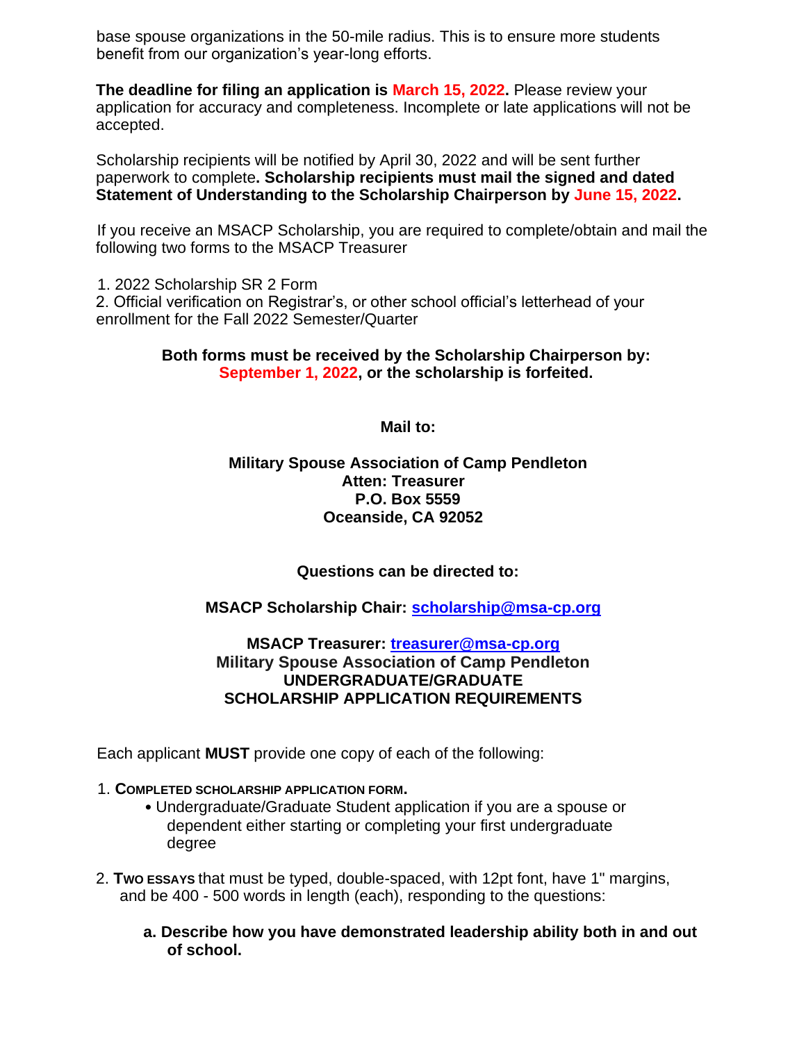base spouse organizations in the 50-mile radius. This is to ensure more students benefit from our organization's year-long efforts.

**The deadline for filing an application is March 15, 2022.** Please review your application for accuracy and completeness. Incomplete or late applications will not be accepted.

Scholarship recipients will be notified by April 30, 2022 and will be sent further paperwork to complete**. Scholarship recipients must mail the signed and dated Statement of Understanding to the Scholarship Chairperson by June 15, 2022.**

If you receive an MSACP Scholarship, you are required to complete/obtain and mail the following two forms to the MSACP Treasurer

1. 2022 Scholarship SR 2 Form
2. Official verification on Registrar's, or other school official's letterhead of your enrollment for the Fall 2022 Semester/Quarter

**Both forms must be received by the Scholarship Chairperson by: September 1, 2022, or the scholarship is forfeited.**

**Mail to:**

**Military Spouse Association of Camp Pendleton**
**Atten: Treasurer**
**P.O. Box 5559**
**Oceanside, CA 92052**

**Questions can be directed to:**

**MSACP Scholarship Chair: scholarship@msa-cp.org**

**MSACP Treasurer: treasurer@msa-cp.org**

## Military Spouse Association of Camp Pendleton UNDERGRADUATE/GRADUATE SCHOLARSHIP APPLICATION REQUIREMENTS

Each applicant **MUST** provide one copy of each of the following:

1. **COMPLETED SCHOLARSHIP APPLICATION FORM.**
   - Undergraduate/Graduate Student application if you are a spouse or dependent either starting or completing your first undergraduate degree
2. **TWO ESSAYS** that must be typed, double-spaced, with 12pt font, have 1" margins, and be 400 - 500 words in length (each), responding to the questions:
   - **a. Describe how you have demonstrated leadership ability both in and out of school.**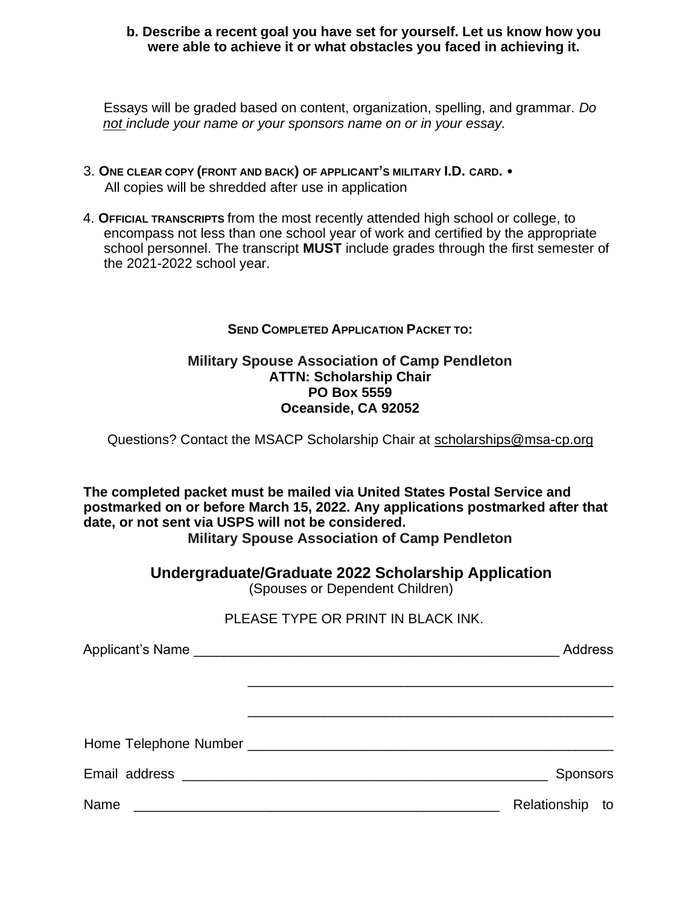**b. Describe a recent goal you have set for yourself. Let us know how you were able to achieve it or what obstacles you faced in achieving it.**

Essays will be graded based on content, organization, spelling, and grammar. *Do not include your name or your sponsors name on or in your essay.*

3. **ONE CLEAR COPY (FRONT AND BACK) OF APPLICANT'S MILITARY I.D. CARD.** • All copies will be shredded after use in application

4. **OFFICIAL TRANSCRIPTS** from the most recently attended high school or college, to encompass not less than one school year of work and certified by the appropriate school personnel. The transcript **MUST** include grades through the first semester of the 2021-2022 school year.

**SEND COMPLETED APPLICATION PACKET TO:**

**Military Spouse Association of Camp Pendleton**
**ATTN: Scholarship Chair**
**PO Box 5559**
**Oceanside, CA 92052**

Questions? Contact the MSACP Scholarship Chair at scholarships@msa-cp.org

**The completed packet must be mailed via United States Postal Service and postmarked on or before March 15, 2022. Any applications postmarked after that date, or not sent via USPS will not be considered.**

**Military Spouse Association of Camp Pendleton**

## Undergraduate/Graduate 2022 Scholarship Application

(Spouses or Dependent Children)

PLEASE TYPE OR PRINT IN BLACK INK.

Applicant's Name ________________________________________________ Address

________________________________________________

________________________________________________

Home Telephone Number ________________________________________________

Email address ________________________________________________ Sponsors

Name ________________________________________________ Relationship to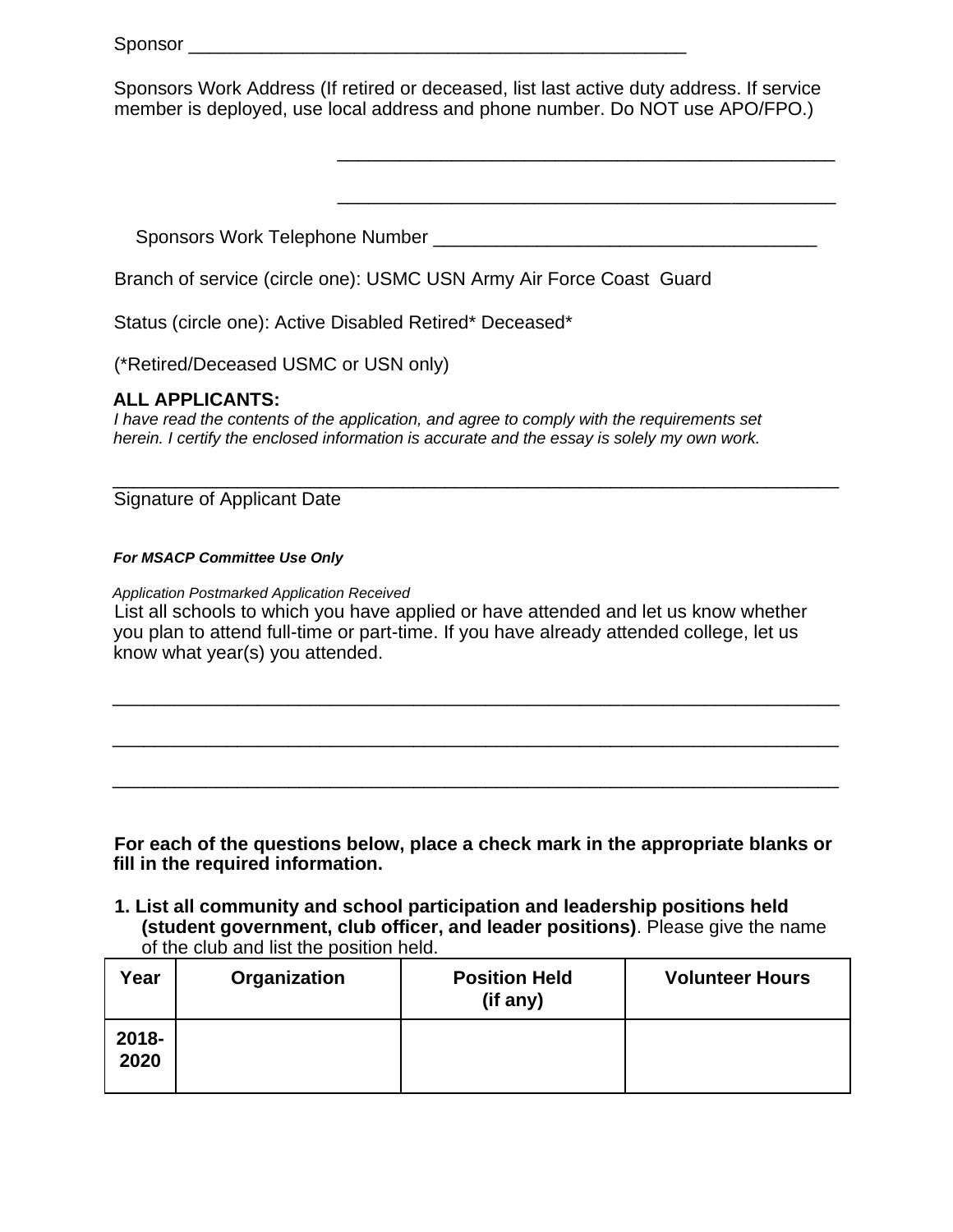Sponsor ________________________________________________

Sponsors Work Address (If retired or deceased, list last active duty address. If service member is deployed, use local address and phone number. Do NOT use APO/FPO.)

________________________________________________

________________________________________________

Sponsors Work Telephone Number _____________________________________

Branch of service (circle one): USMC USN Army Air Force Coast Guard

Status (circle one): Active Disabled Retired* Deceased*

(*Retired/Deceased USMC or USN only)

**ALL APPLICANTS:**

*I have read the contents of the application, and agree to comply with the requirements set herein. I certify the enclosed information is accurate and the essay is solely my own work.*

______________________________________________________________________

Signature of Applicant Date

***For MSACP Committee Use Only***

*Application Postmarked Application Received*

List all schools to which you have applied or have attended and let us know whether you plan to attend full-time or part-time. If you have already attended college, let us know what year(s) you attended.

______________________________________________________________________

______________________________________________________________________

______________________________________________________________________

**For each of the questions below, place a check mark in the appropriate blanks or fill in the required information.**

**1. List all community and school participation and leadership positions held (student government, club officer, and leader positions)**. Please give the name of the club and list the position held.

| Year | Organization | Position Held (if any) | Volunteer Hours |
|---|---|---|---|
| **2018-2020** | | | |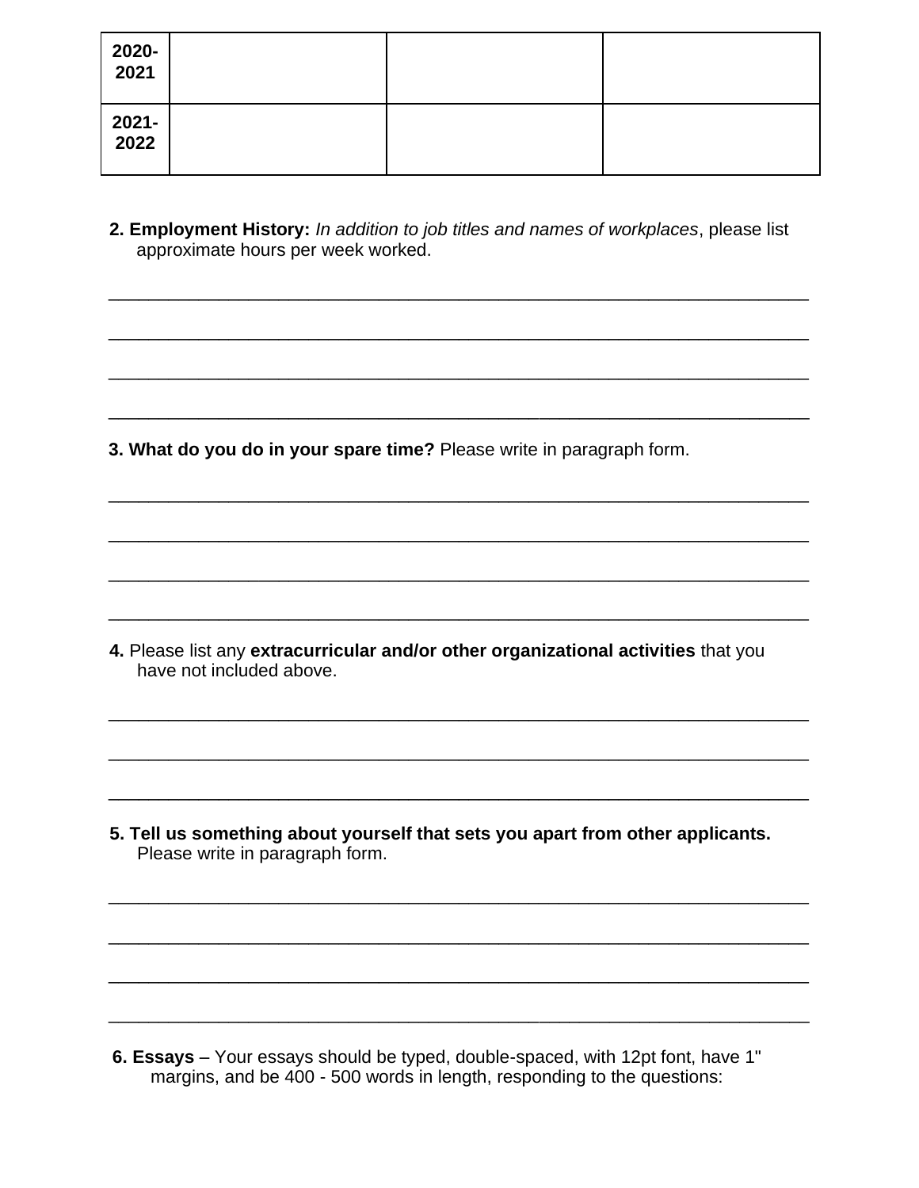| | | | |
|---|---|---|---|
| **2020-2021** | | | |
| **2021-2022** | | | |

**2. Employment History:** *In addition to job titles and names of workplaces*, please list approximate hours per week worked.

______________________________________________________________________

______________________________________________________________________

______________________________________________________________________

______________________________________________________________________

**3. What do you do in your spare time?** Please write in paragraph form.

______________________________________________________________________

______________________________________________________________________

______________________________________________________________________

______________________________________________________________________

**4.** Please list any **extracurricular and/or other organizational activities** that you have not included above.

______________________________________________________________________

______________________________________________________________________

______________________________________________________________________

**5. Tell us something about yourself that sets you apart from other applicants.** Please write in paragraph form.

______________________________________________________________________

______________________________________________________________________

______________________________________________________________________

______________________________________________________________________

**6. Essays** – Your essays should be typed, double-spaced, with 12pt font, have 1" margins, and be 400 - 500 words in length, responding to the questions: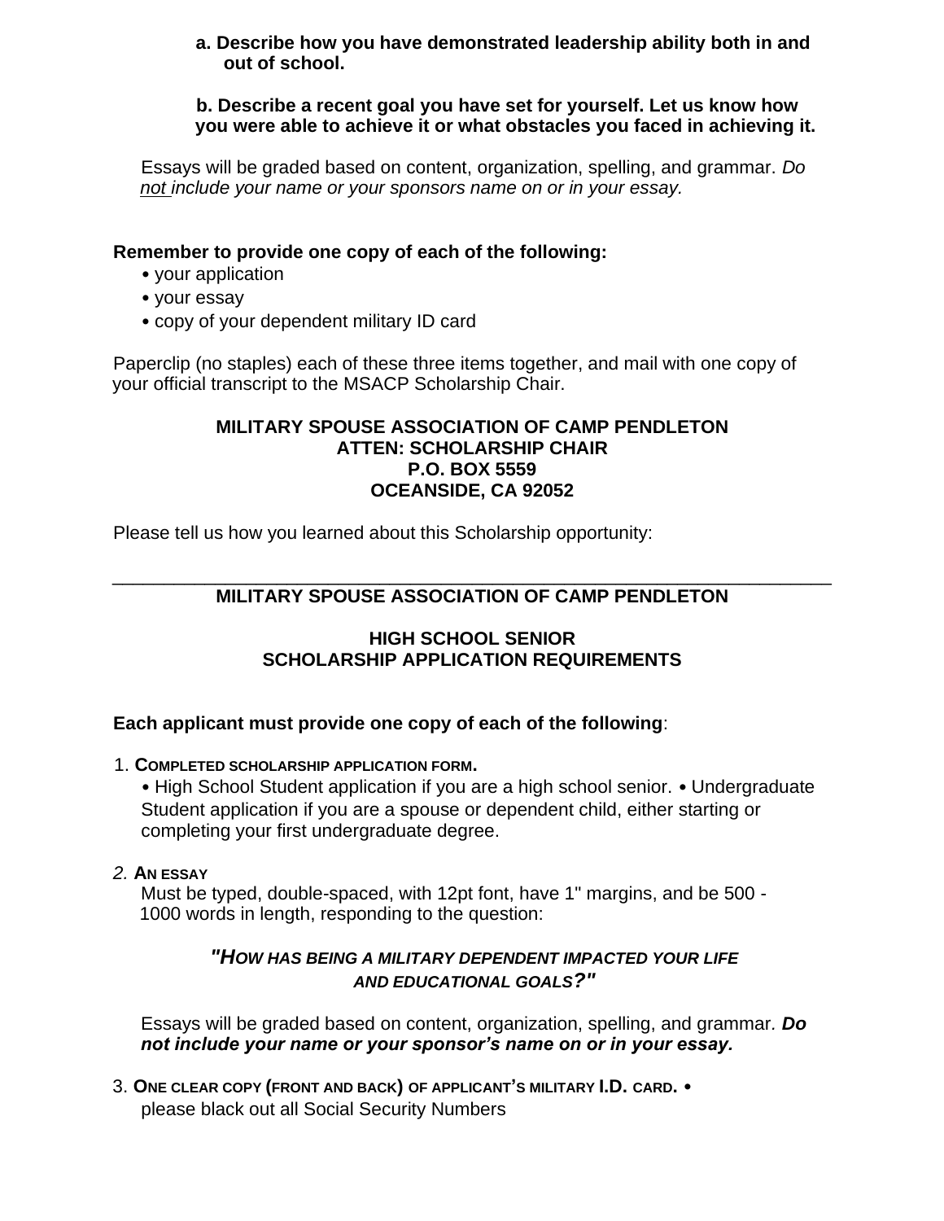**a. Describe how you have demonstrated leadership ability both in and out of school.**

**b. Describe a recent goal you have set for yourself. Let us know how you were able to achieve it or what obstacles you faced in achieving it.**

Essays will be graded based on content, organization, spelling, and grammar. *Do not include your name or your sponsors name on or in your essay.*

**Remember to provide one copy of each of the following:**

- your application
- your essay
- copy of your dependent military ID card

Paperclip (no staples) each of these three items together, and mail with one copy of your official transcript to the MSACP Scholarship Chair.

**MILITARY SPOUSE ASSOCIATION OF CAMP PENDLETON**
**ATTEN: SCHOLARSHIP CHAIR**
**P.O. BOX 5559**
**OCEANSIDE, CA 92052**

Please tell us how you learned about this Scholarship opportunity:

---

## MILITARY SPOUSE ASSOCIATION OF CAMP PENDLETON

### HIGH SCHOOL SENIOR SCHOLARSHIP APPLICATION REQUIREMENTS

**Each applicant must provide one copy of each of the following**:

1. **COMPLETED SCHOLARSHIP APPLICATION FORM.**
   - High School Student application if you are a high school senior. • Undergraduate Student application if you are a spouse or dependent child, either starting or completing your first undergraduate degree.

2. **AN ESSAY**
   Must be typed, double-spaced, with 12pt font, have 1" margins, and be 500 - 1000 words in length, responding to the question:

   ***"HOW HAS BEING A MILITARY DEPENDENT IMPACTED YOUR LIFE AND EDUCATIONAL GOALS?"***

   Essays will be graded based on content, organization, spelling, and grammar. ***Do not include your name or your sponsor's name on or in your essay.***

3. **ONE CLEAR COPY (FRONT AND BACK) OF APPLICANT'S MILITARY I.D. CARD.** •
   please black out all Social Security Numbers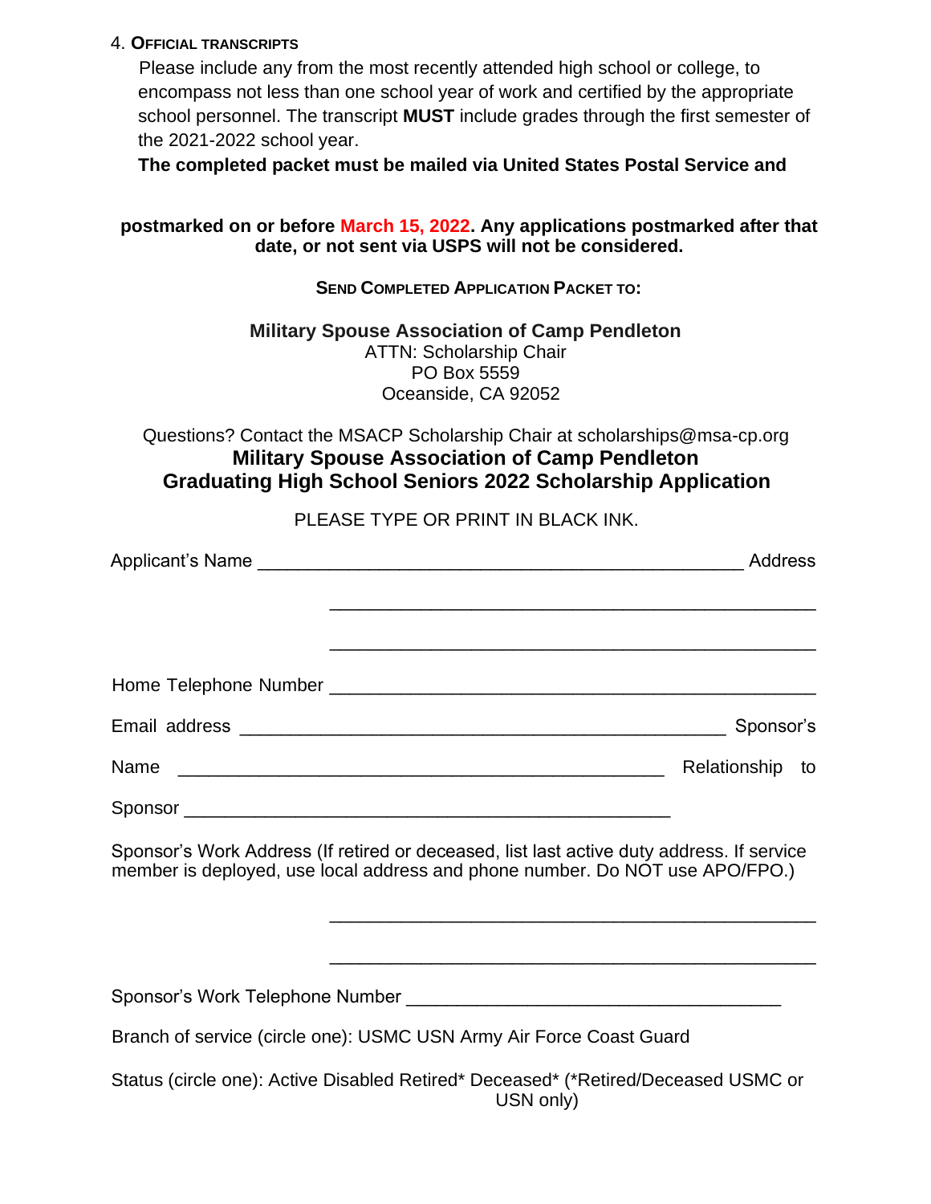4. **Official transcripts**

Please include any from the most recently attended high school or college, to encompass not less than one school year of work and certified by the appropriate school personnel. The transcript **MUST** include grades through the first semester of the 2021-2022 school year.

**The completed packet must be mailed via United States Postal Service and postmarked on or before March 15, 2022. Any applications postmarked after that date, or not sent via USPS will not be considered.**

**Send Completed Application Packet to:**

**Military Spouse Association of Camp Pendleton**
ATTN: Scholarship Chair
PO Box 5559
Oceanside, CA 92052

Questions? Contact the MSACP Scholarship Chair at scholarships@msa-cp.org

## Military Spouse Association of Camp Pendleton
## Graduating High School Seniors 2022 Scholarship Application

PLEASE TYPE OR PRINT IN BLACK INK.

Applicant's Name _______________________________________________ Address

_______________________________________________

_______________________________________________

Home Telephone Number _______________________________________________

Email address _______________________________________________ Sponsor's

Name _______________________________________________ Relationship to

Sponsor _______________________________________________

Sponsor's Work Address (If retired or deceased, list last active duty address. If service member is deployed, use local address and phone number. Do NOT use APO/FPO.)

_______________________________________________

_______________________________________________

Sponsor's Work Telephone Number ____________________________________

Branch of service (circle one): USMC USN Army Air Force Coast Guard

Status (circle one): Active Disabled Retired* Deceased* (*Retired/Deceased USMC or USN only)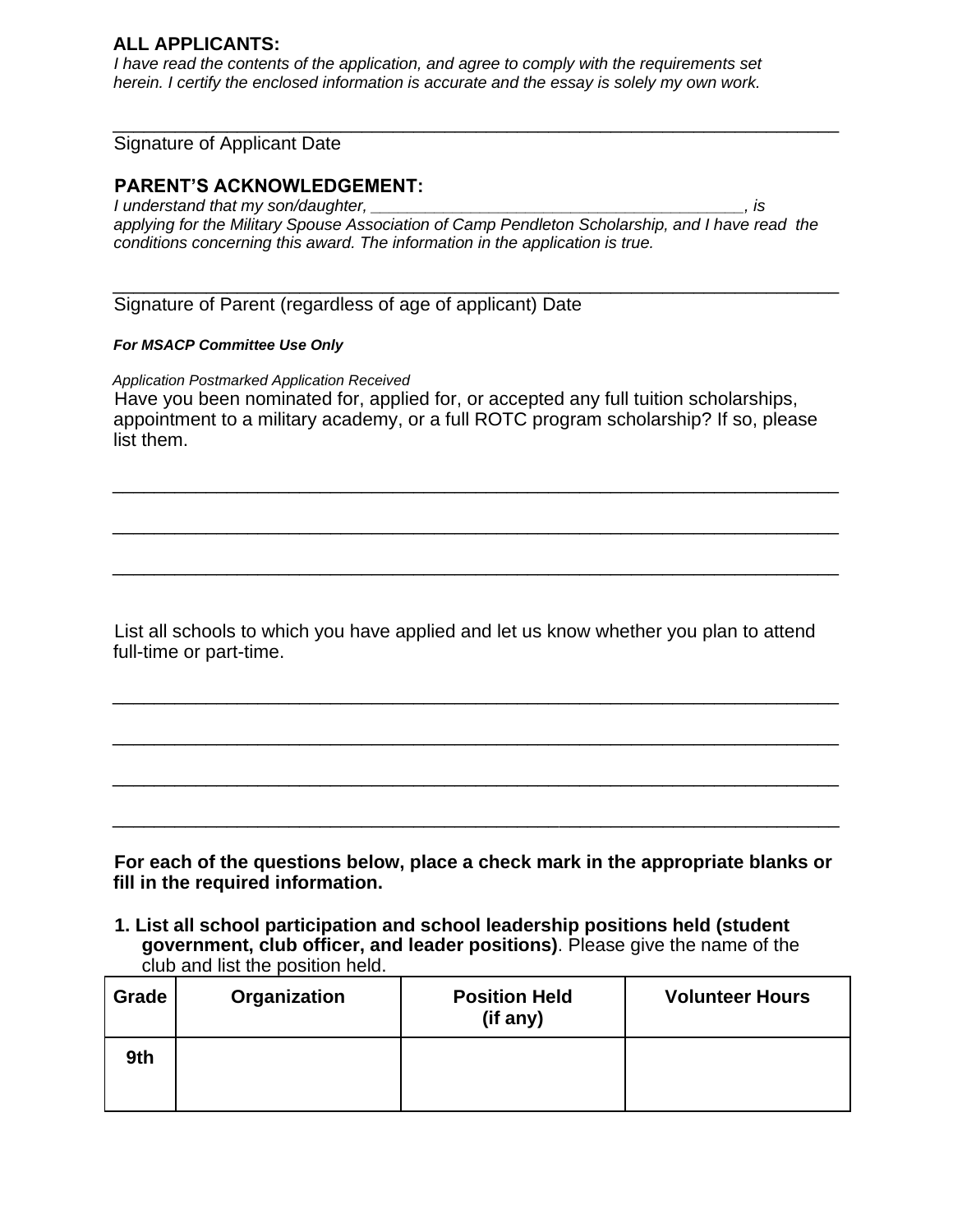**ALL APPLICANTS:**

*I have read the contents of the application, and agree to comply with the requirements set herein. I certify the enclosed information is accurate and the essay is solely my own work.*

_______________________________________________________________________

Signature of Applicant Date

**PARENT'S ACKNOWLEDGEMENT:**

*I understand that my son/daughter, ________________________________________, is applying for the Military Spouse Association of Camp Pendleton Scholarship, and I have read the conditions concerning this award. The information in the application is true.*

_______________________________________________________________________

Signature of Parent (regardless of age of applicant) Date

***For MSACP Committee Use Only***

*Application Postmarked Application Received*

Have you been nominated for, applied for, or accepted any full tuition scholarships, appointment to a military academy, or a full ROTC program scholarship? If so, please list them.

_______________________________________________________________________

_______________________________________________________________________

_______________________________________________________________________

List all schools to which you have applied and let us know whether you plan to attend full-time or part-time.

_______________________________________________________________________

_______________________________________________________________________

_______________________________________________________________________

_______________________________________________________________________

**For each of the questions below, place a check mark in the appropriate blanks or fill in the required information.**

**1. List all school participation and school leadership positions held (student government, club officer, and leader positions)**. Please give the name of the club and list the position held.

| Grade | Organization | Position Held (if any) | Volunteer Hours |
|---|---|---|---|
| 9th | | | |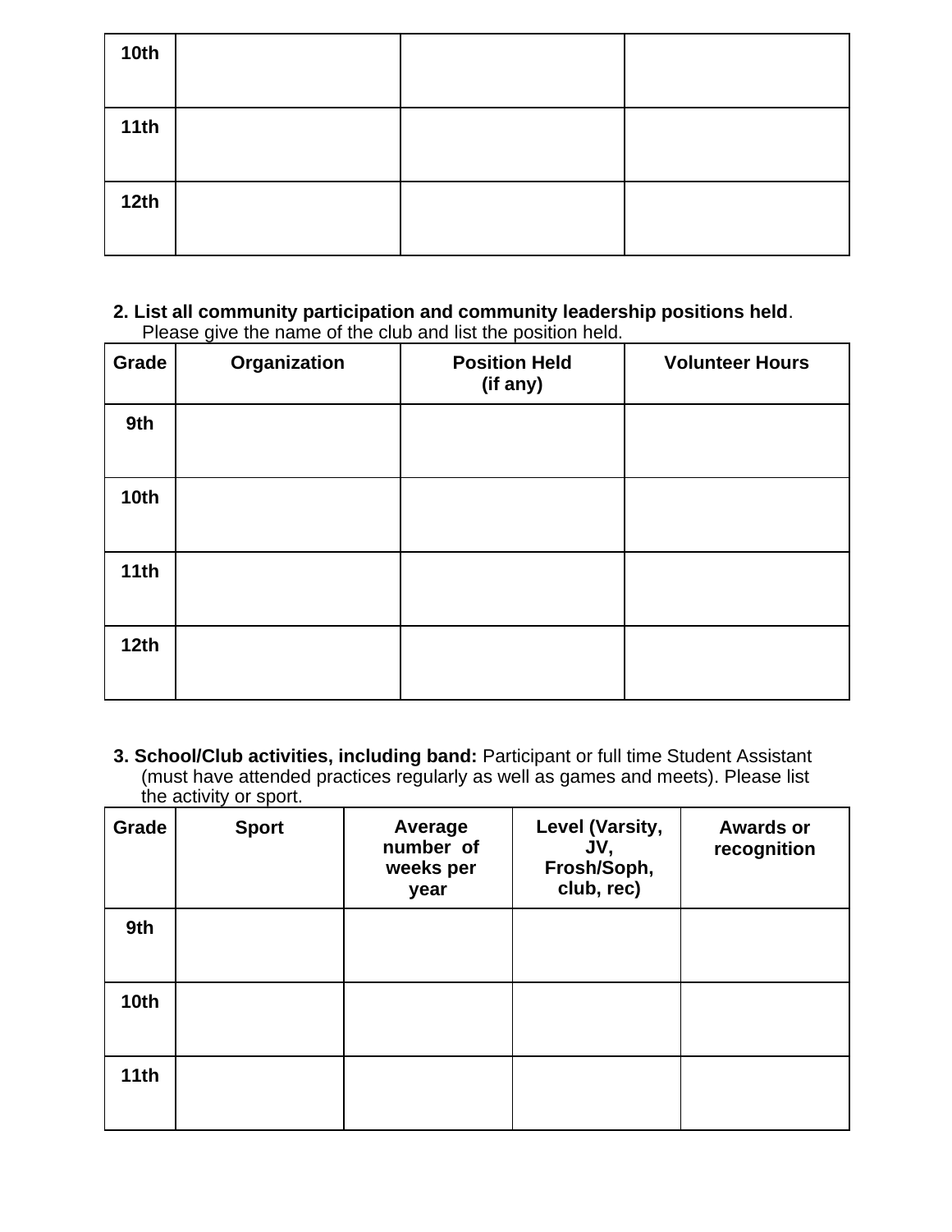| | | | |
|---|---|---|---|
| **10th** | | | |
| **11th** | | | |
| **12th** | | | |

**2. List all community participation and community leadership positions held**. Please give the name of the club and list the position held.

| Grade | Organization | Position Held (if any) | Volunteer Hours |
|---|---|---|---|
| **9th** | | | |
| **10th** | | | |
| **11th** | | | |
| **12th** | | | |

**3. School/Club activities, including band:** Participant or full time Student Assistant (must have attended practices regularly as well as games and meets). Please list the activity or sport.

| Grade | Sport | Average number of weeks per year | Level (Varsity, JV, Frosh/Soph, club, rec) | Awards or recognition |
|---|---|---|---|---|
| **9th** | | | | |
| **10th** | | | | |
| **11th** | | | | |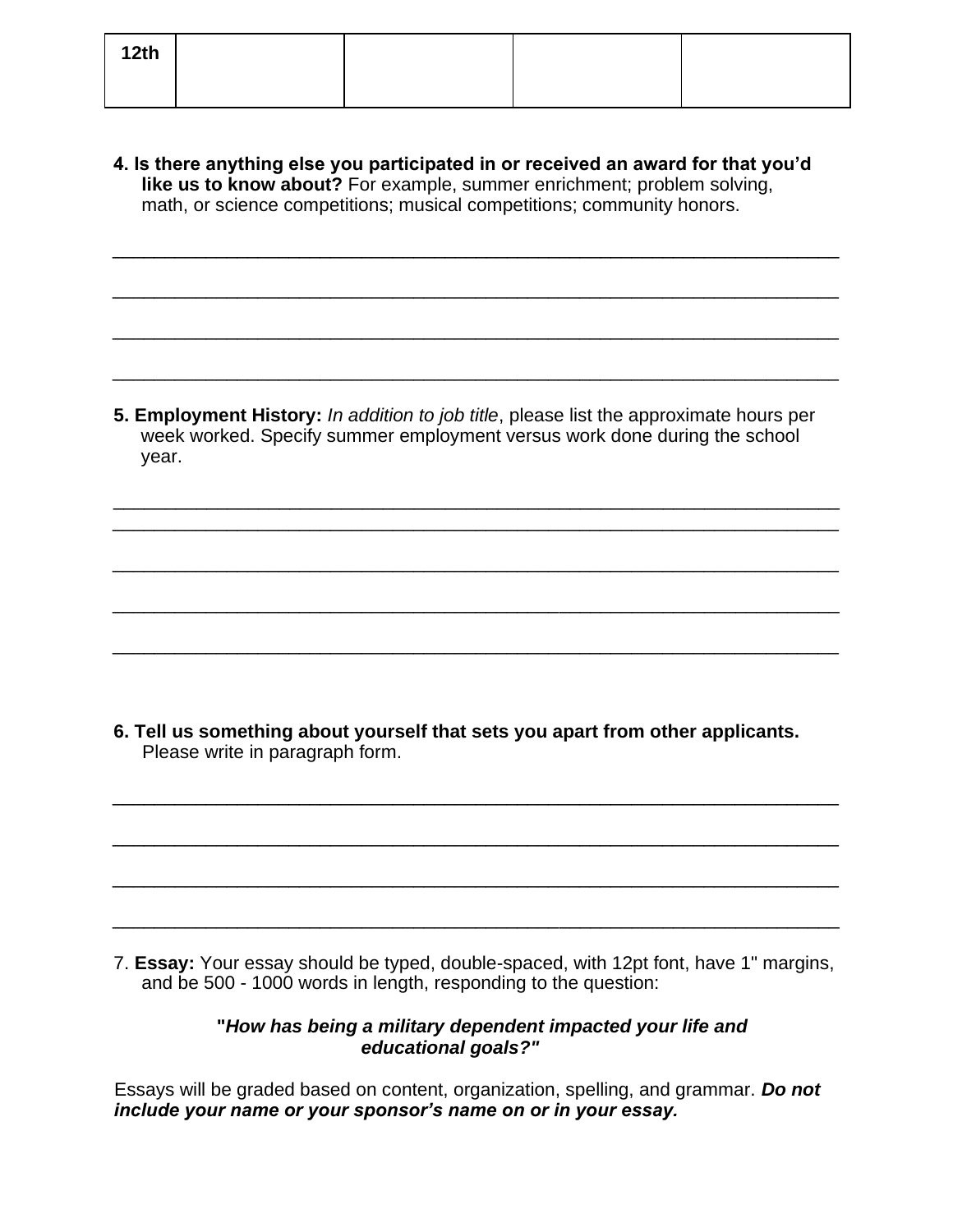| 12th | | | | |
|---|---|---|---|---|

**4. Is there anything else you participated in or received an award for that you'd like us to know about?** For example, summer enrichment; problem solving, math, or science competitions; musical competitions; community honors.

______________________________________________________________________

______________________________________________________________________

______________________________________________________________________

______________________________________________________________________

**5. Employment History:** *In addition to job title*, please list the approximate hours per week worked. Specify summer employment versus work done during the school year.

______________________________________________________________________

______________________________________________________________________

______________________________________________________________________

______________________________________________________________________

______________________________________________________________________

**6. Tell us something about yourself that sets you apart from other applicants.** Please write in paragraph form.

______________________________________________________________________

______________________________________________________________________

______________________________________________________________________

______________________________________________________________________

7. **Essay:** Your essay should be typed, double-spaced, with 12pt font, have 1" margins, and be 500 - 1000 words in length, responding to the question:

**"*How has being a military dependent impacted your life and educational goals?"***

Essays will be graded based on content, organization, spelling, and grammar. ***Do not include your name or your sponsor's name on or in your essay.***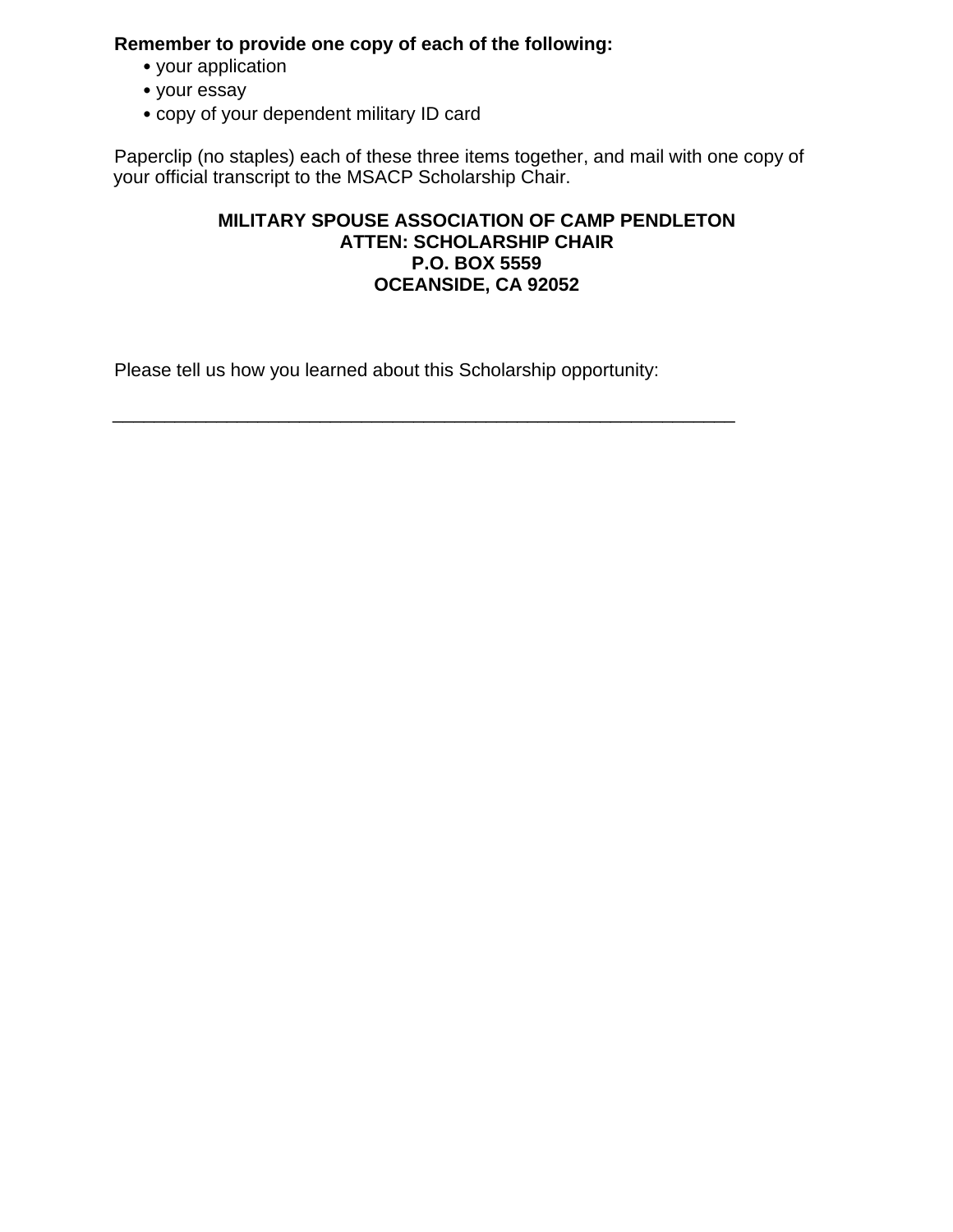**Remember to provide one copy of each of the following:**

- your application
- your essay
- copy of your dependent military ID card

Paperclip (no staples) each of these three items together, and mail with one copy of your official transcript to the MSACP Scholarship Chair.

**MILITARY SPOUSE ASSOCIATION OF CAMP PENDLETON**
**ATTEN: SCHOLARSHIP CHAIR**
**P.O. BOX 5559**
**OCEANSIDE, CA 92052**

Please tell us how you learned about this Scholarship opportunity:

_______________________________________________________________